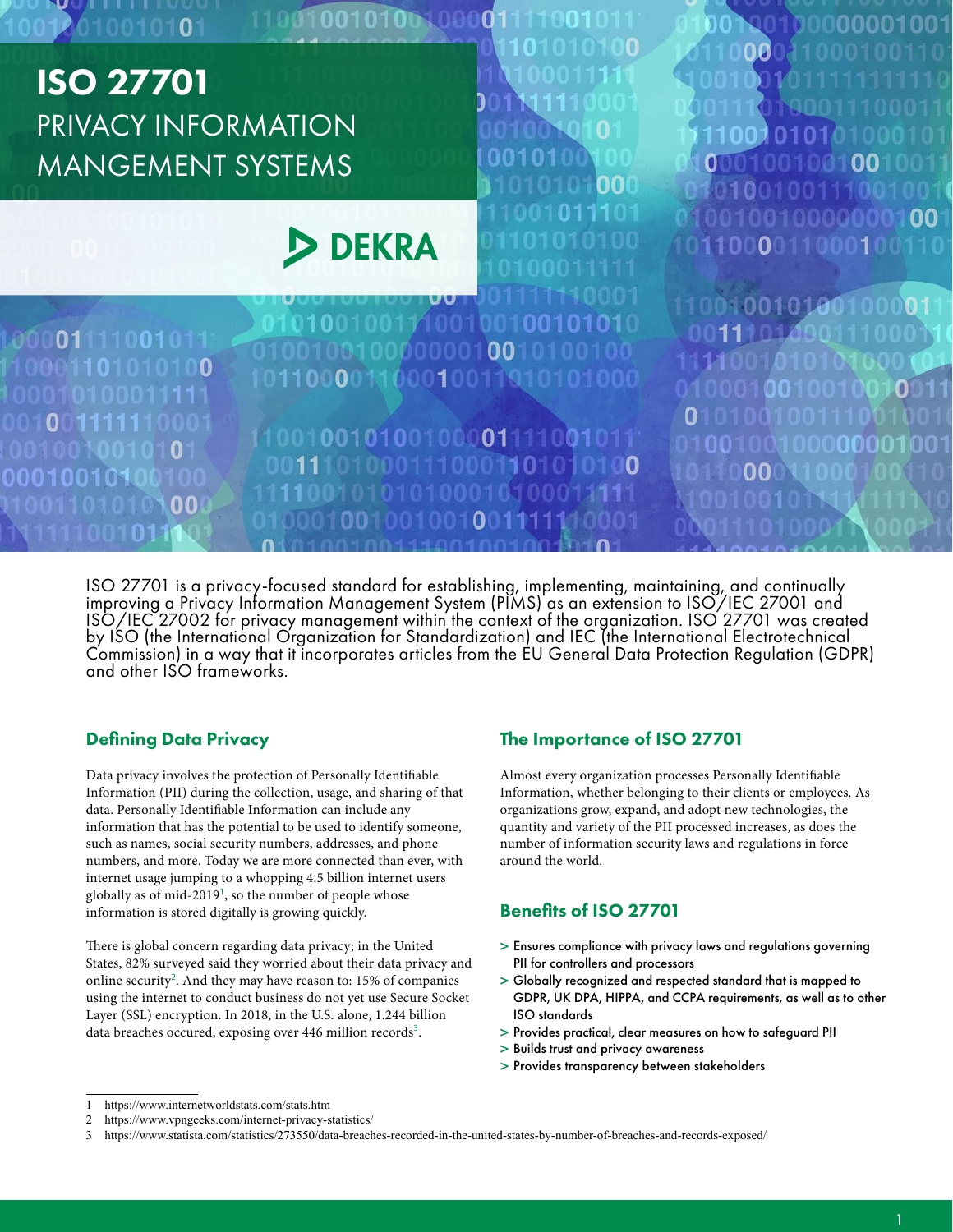# ISO 27701
## PRIVACY INFORMATION MANGEMENT SYSTEMS

DEKRA

ISO 27701 is a privacy-focused standard for establishing, implementing, maintaining, and continually improving a Privacy Information Management System (PIMS) as an extension to ISO/IEC 27001 and ISO/IEC 27002 for privacy management within the context of the organization. ISO 27701 was created by ISO (the International Organization for Standardization) and IEC (the International Electrotechnical Commission) in a way that it incorporates articles from the EU General Data Protection Regulation (GDPR) and other ISO frameworks.

### Defining Data Privacy

Data privacy involves the protection of Personally Identifiable Information (PII) during the collection, usage, and sharing of that data. Personally Identifiable Information can include any information that has the potential to be used to identify someone, such as names, social security numbers, addresses, and phone numbers, and more. Today we are more connected than ever, with internet usage jumping to a whopping 4.5 billion internet users globally as of mid-2019[1], so the number of people whose information is stored digitally is growing quickly.

There is global concern regarding data privacy; in the United States, 82% surveyed said they worried about their data privacy and online security[2]. And they may have reason to: 15% of companies using the internet to conduct business do not yet use Secure Socket Layer (SSL) encryption. In 2018, in the U.S. alone, 1.244 billion data breaches occured, exposing over 446 million records[3].

### The Importance of ISO 27701

Almost every organization processes Personally Identifiable Information, whether belonging to their clients or employees. As organizations grow, expand, and adopt new technologies, the quantity and variety of the PII processed increases, as does the number of information security laws and regulations in force around the world.

### Benefits of ISO 27701

- Ensures compliance with privacy laws and regulations governing PII for controllers and processors
- Globally recognized and respected standard that is mapped to GDPR, UK DPA, HIPPA, and CCPA requirements, as well as to other ISO standards
- Provides practical, clear measures on how to safeguard PII
- Builds trust and privacy awareness
- Provides transparency between stakeholders

---

1 https://www.internetworldstats.com/stats.htm

2 https://www.vpngeeks.com/internet-privacy-statistics/

3 https://www.statista.com/statistics/273550/data-breaches-recorded-in-the-united-states-by-number-of-breaches-and-records-exposed/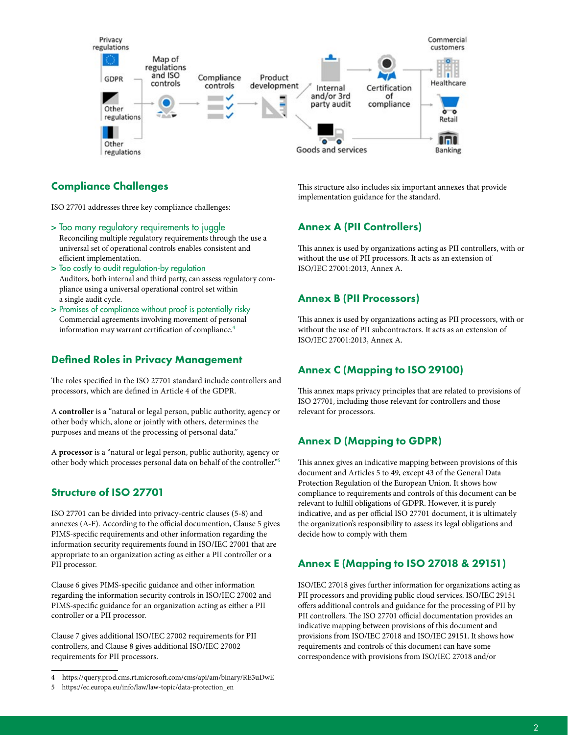Privacy regulations

GDPR

Other regulations

Other regulations

Map of regulations and ISO controls

Compliance controls

Product development

Internal and/or 3rd party audit

Certification of compliance

Goods and services

Commercial customers

Healthcare

Retail

Banking

## Compliance Challenges

ISO 27701 addresses three key compliance challenges:

> Too many regulatory requirements to juggle
  Reconciling multiple regulatory requirements through the use a universal set of operational controls enables consistent and efficient implementation.

> Too costly to audit regulation-by regulation
  Auditors, both internal and third party, can assess regulatory compliance using a universal operational control set within a single audit cycle.

> Promises of compliance without proof is potentially risky
  Commercial agreements involving movement of personal information may warrant certification of compliance.[4]

## Defined Roles in Privacy Management

The roles specified in the ISO 27701 standard include controllers and processors, which are defined in Article 4 of the GDPR.

A **controller** is a "natural or legal person, public authority, agency or other body which, alone or jointly with others, determines the purposes and means of the processing of personal data."

A **processor** is a "natural or legal person, public authority, agency or other body which processes personal data on behalf of the controller."[5]

## Structure of ISO 27701

ISO 27701 can be divided into privacy-centric clauses (5-8) and annexes (A-F). According to the official documentation, Clause 5 gives PIMS-specific requirements and other information regarding the information security requirements found in ISO/IEC 27001 that are appropriate to an organization acting as either a PII controller or a PII processor.

Clause 6 gives PIMS-specific guidance and other information regarding the information security controls in ISO/IEC 27002 and PIMS-specific guidance for an organization acting as either a PII controller or a PII processor.

Clause 7 gives additional ISO/IEC 27002 requirements for PII controllers, and Clause 8 gives additional ISO/IEC 27002 requirements for PII processors.

This structure also includes six important annexes that provide implementation guidance for the standard.

## Annex A (PII Controllers)

This annex is used by organizations acting as PII controllers, with or without the use of PII processors. It acts as an extension of ISO/IEC 27001:2013, Annex A.

## Annex B (PII Processors)

This annex is used by organizations acting as PII processors, with or without the use of PII subcontractors. It acts as an extension of ISO/IEC 27001:2013, Annex A.

## Annex C (Mapping to ISO 29100)

This annex maps privacy principles that are related to provisions of ISO 27701, including those relevant for controllers and those relevant for processors.

## Annex D (Mapping to GDPR)

This annex gives an indicative mapping between provisions of this document and Articles 5 to 49, except 43 of the General Data Protection Regulation of the European Union. It shows how compliance to requirements and controls of this document can be relevant to fulfill obligations of GDPR. However, it is purely indicative, and as per official ISO 27701 document, it is ultimately the organization's responsibility to assess its legal obligations and decide how to comply with them

## Annex E (Mapping to ISO 27018 & 29151)

ISO/IEC 27018 gives further information for organizations acting as PII processors and providing public cloud services. ISO/IEC 29151 offers additional controls and guidance for the processing of PII by PII controllers. The ISO 27701 official documentation provides an indicative mapping between provisions of this document and provisions from ISO/IEC 27018 and ISO/IEC 29151. It shows how requirements and controls of this document can have some correspondence with provisions from ISO/IEC 27018 and/or

---

4 https://query.prod.cms.rt.microsoft.com/cms/api/am/binary/RE3uDwE

5 https://ec.europa.eu/info/law/law-topic/data-protection_en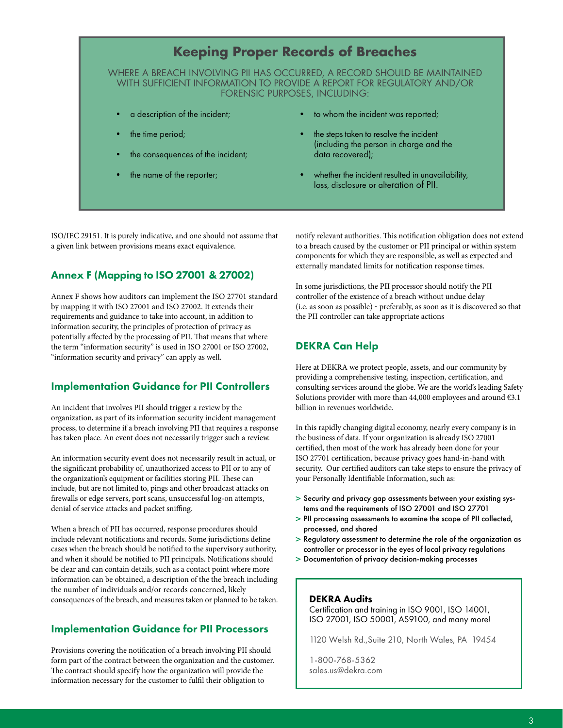## Keeping Proper Records of Breaches

WHERE A BREACH INVOLVING PII HAS OCCURRED, A RECORD SHOULD BE MAINTAINED WITH SUFFICIENT INFORMATION TO PROVIDE A REPORT FOR REGULATORY AND/OR FORENSIC PURPOSES, INCLUDING:

- a description of the incident;
- the time period;
- the consequences of the incident;
- the name of the reporter;
- to whom the incident was reported;
- the steps taken to resolve the incident (including the person in charge and the data recovered);
- whether the incident resulted in unavailability, loss, disclosure or alteration of PII.

ISO/IEC 29151. It is purely indicative, and one should not assume that a given link between provisions means exact equivalence.

## Annex F (Mapping to ISO 27001 & 27002)

Annex F shows how auditors can implement the ISO 27701 standard by mapping it with ISO 27001 and ISO 27002. It extends their requirements and guidance to take into account, in addition to information security, the principles of protection of privacy as potentially affected by the processing of PII. That means that where the term "information security" is used in ISO 27001 or ISO 27002, "information security and privacy" can apply as well.

## Implementation Guidance for PII Controllers

An incident that involves PII should trigger a review by the organization, as part of its information security incident management process, to determine if a breach involving PII that requires a response has taken place. An event does not necessarily trigger such a review.

An information security event does not necessarily result in actual, or the significant probability of, unauthorized access to PII or to any of the organization's equipment or facilities storing PII. These can include, but are not limited to, pings and other broadcast attacks on firewalls or edge servers, port scans, unsuccessful log-on attempts, denial of service attacks and packet sniffing.

When a breach of PII has occurred, response procedures should include relevant notifications and records. Some jurisdictions define cases when the breach should be notified to the supervisory authority, and when it should be notified to PII principals. Notifications should be clear and can contain details, such as a contact point where more information can be obtained, a description of the the breach including the number of individuals and/or records concerned, likely consequences of the breach, and measures taken or planned to be taken.

## Implementation Guidance for PII Processors

Provisions covering the notification of a breach involving PII should form part of the contract between the organization and the customer. The contract should specify how the organization will provide the information necessary for the customer to fulfil their obligation to notify relevant authorities. This notification obligation does not extend to a breach caused by the customer or PII principal or within system components for which they are responsible, as well as expected and externally mandated limits for notification response times.

In some jurisdictions, the PII processor should notify the PII controller of the existence of a breach without undue delay (i.e. as soon as possible) - preferably, as soon as it is discovered so that the PII controller can take appropriate actions

## DEKRA Can Help

Here at DEKRA we protect people, assets, and our community by providing a comprehensive testing, inspection, certification, and consulting services around the globe. We are the world's leading Safety Solutions provider with more than 44,000 employees and around €3.1 billion in revenues worldwide.

In this rapidly changing digital economy, nearly every company is in the business of data. If your organization is already ISO 27001 certified, then most of the work has already been done for your ISO 27701 certification, because privacy goes hand-in-hand with security. Our certified auditors can take steps to ensure the privacy of your Personally Identifiable Information, such as:

> Security and privacy gap assessments between your existing systems and the requirements of ISO 27001 and ISO 27701
> PII processing assessments to examine the scope of PII collected, processed, and shared
> Regulatory assessment to determine the role of the organization as controller or processor in the eyes of local privacy regulations
> Documentation of privacy decision-making processes

**DEKRA Audits**
Certification and training in ISO 9001, ISO 14001, ISO 27001, ISO 50001, AS9100, and many more!

1120 Welsh Rd.,Suite 210, North Wales, PA 19454

1-800-768-5362
sales.us@dekra.com